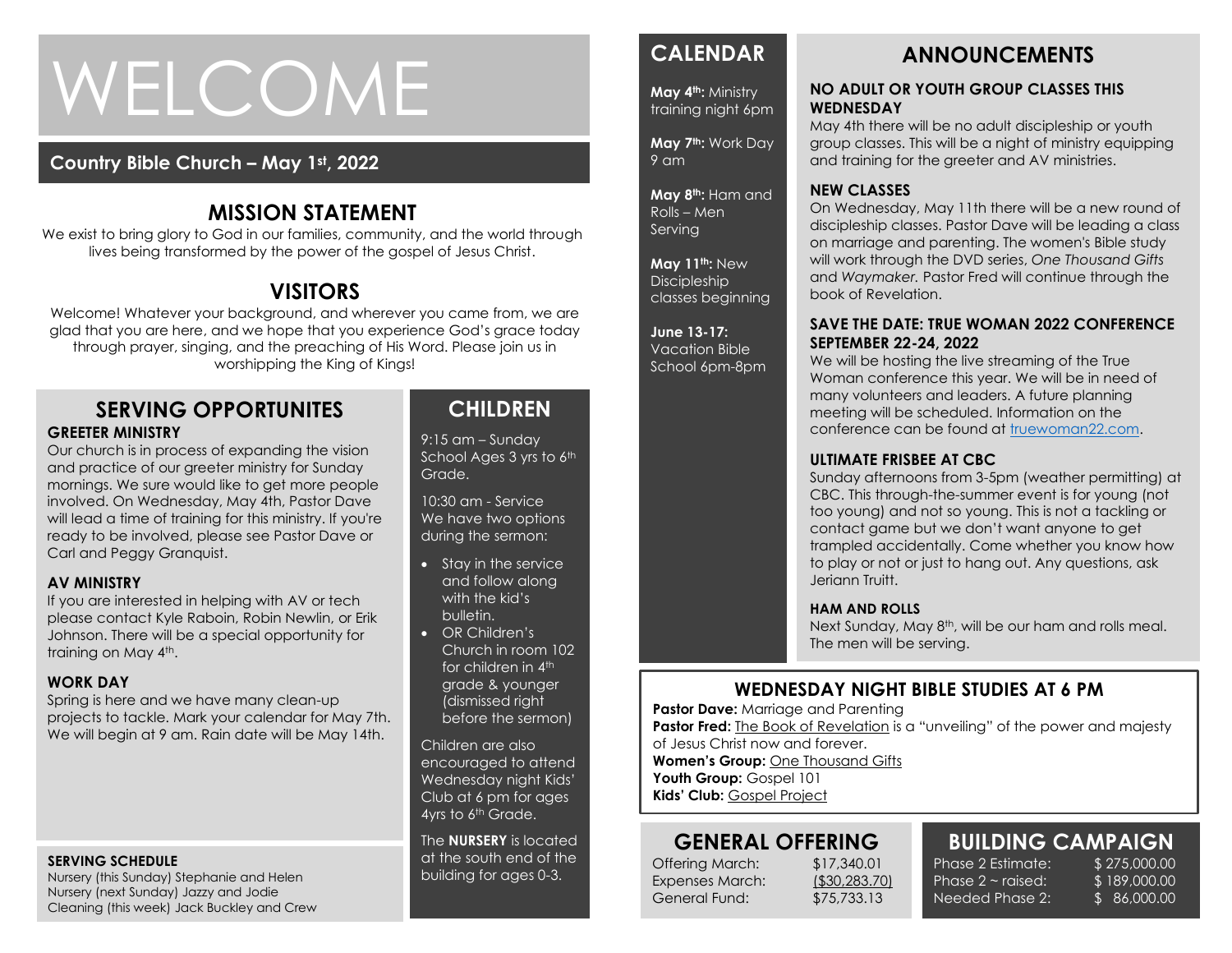# WELCOME

**Country Bible Church – May 1st, 2022**

## MISSION STATEMENT

We exist to bring glory to God in our families, community, and the world through lives being transformed by the power of the gospel of Jesus Christ.

## VISITORS

Welcome! Whatever your background, and wherever you came from, we are glad that you are here, and we hope that you experience God's grace today through prayer, singing, and the preaching of His Word. Please join us in worshipping the King of Kings!

## SERVING OPPORTUNITES

### GREETER MINISTRY

Our church is in process of expanding the vision and practice of our greeter ministry for Sunday mornings. We sure would like to get more people involved. On Wednesday, May 4th, Pastor Dave will lead a time of training for this ministry. If you're ready to be involved, please see Pastor Dave or Carl and Peggy Granquist.

### AV MINISTRY

If you are interested in helping with AV or tech please contact Kyle Raboin, Robin Newlin, or Erik Johnson. There will be a special opportunity for training on May 4th.

### WORK DAY

Spring is here and we have many clean-up projects to tackle. Mark your calendar for May 7th. We will begin at 9 am. Rain date will be May 14th.

### SERVING SCHEDULE

Nursery (this Sunday) Stephanie and Helen
Nursery (next Sunday) Jazzy and Jodie
Cleaning (this week) Jack Buckley and Crew

## CHILDREN

9:15 am – Sunday School Ages 3 yrs to 6th Grade.

10:30 am - Service
We have two options during the sermon:

- Stay in the service and follow along with the kid's bulletin.
- OR Children's Church in room 102 for children in 4th grade & younger (dismissed right before the sermon)

Children are also encouraged to attend Wednesday night Kids' Club at 6 pm for ages 4yrs to 6th Grade.

The **NURSERY** is located at the south end of the building for ages 0-3.

## CALENDAR

**May 4th:** Ministry training night 6pm

**May 7th:** Work Day 9 am

**May 8th:** Ham and Rolls – Men Serving

**May 11th:** New Discipleship classes beginning

**June 13-17:** Vacation Bible School 6pm-8pm

## ANNOUNCEMENTS

### NO ADULT OR YOUTH GROUP CLASSES THIS WEDNESDAY

May 4th there will be no adult discipleship or youth group classes. This will be a night of ministry equipping and training for the greeter and AV ministries.

### NEW CLASSES

On Wednesday, May 11th there will be a new round of discipleship classes. Pastor Dave will be leading a class on marriage and parenting. The women's Bible study will work through the DVD series, *One Thousand Gifts* and *Waymaker.* Pastor Fred will continue through the book of Revelation.

### SAVE THE DATE: TRUE WOMAN 2022 CONFERENCE SEPTEMBER 22-24, 2022

We will be hosting the live streaming of the True Woman conference this year. We will be in need of many volunteers and leaders. A future planning meeting will be scheduled. Information on the conference can be found at truewoman22.com.

### ULTIMATE FRISBEE AT CBC

Sunday afternoons from 3-5pm (weather permitting) at CBC. This through-the-summer event is for young (not too young) and not so young. This is not a tackling or contact game but we don't want anyone to get trampled accidentally. Come whether you know how to play or not or just to hang out. Any questions, ask Jeriann Truitt.

### HAM AND ROLLS

Next Sunday, May 8th, will be our ham and rolls meal. The men will be serving.

## WEDNESDAY NIGHT BIBLE STUDIES AT 6 PM

**Pastor Dave:** Marriage and Parenting
**Pastor Fred:** The Book of Revelation is a "unveiling" of the power and majesty of Jesus Christ now and forever.
**Women's Group:** One Thousand Gifts
**Youth Group:** Gospel 101
**Kids' Club:** Gospel Project

## GENERAL OFFERING

| | |
|---|---|
| Offering March: | $17,340.01 |
| Expenses March: | ($30,283.70) |
| General Fund: | $75,733.13 |

## BUILDING CAMPAIGN

| | |
|---|---|
| Phase 2 Estimate: | $ 275,000.00 |
| Phase 2 ~ raised: | $ 189,000.00 |
| Needed Phase 2: | $ 86,000.00 |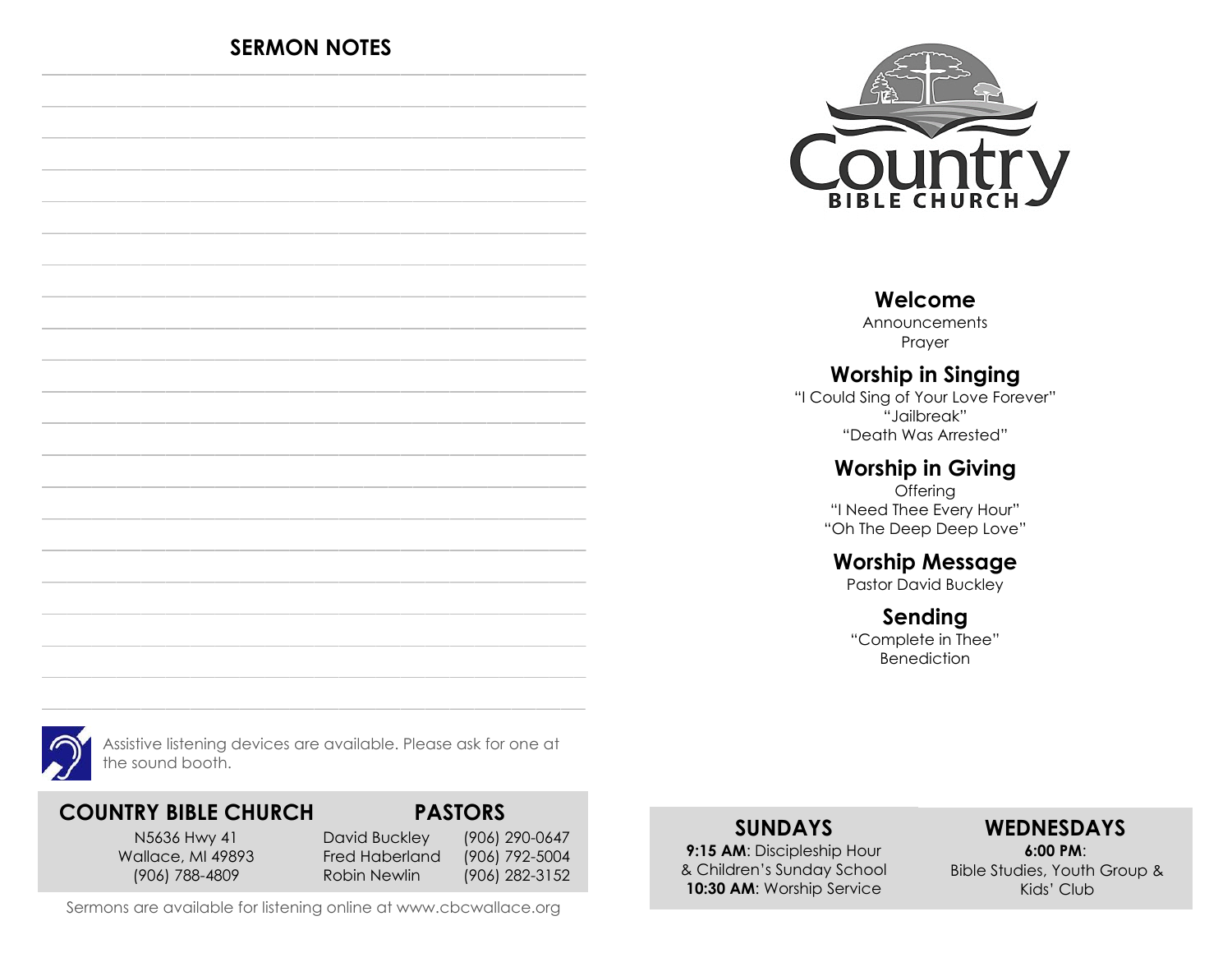## SERMON NOTES

Assistive listening devices are available. Please ask for one at the sound booth.

### COUNTRY BIBLE CHURCH

N5636 Hwy 41
Wallace, MI 49893
(906) 788-4809

### PASTORS

| | |
|---|---|
| David Buckley | (906) 290-0647 |
| Fred Haberland | (906) 792-5004 |
| Robin Newlin | (906) 282-3152 |

Sermons are available for listening online at www.cbcwallace.org

# Country
BIBLE CHURCH

## Welcome

Announcements
Prayer

## Worship in Singing

"I Could Sing of Your Love Forever"
"Jailbreak"
"Death Was Arrested"

## Worship in Giving

Offering
"I Need Thee Every Hour"
"Oh The Deep Deep Love"

## Worship Message

Pastor David Buckley

## Sending

"Complete in Thee"
Benediction

### SUNDAYS

**9:15 AM**: Discipleship Hour & Children's Sunday School
**10:30 AM**: Worship Service

### WEDNESDAYS

**6:00 PM**: Bible Studies, Youth Group & Kids' Club